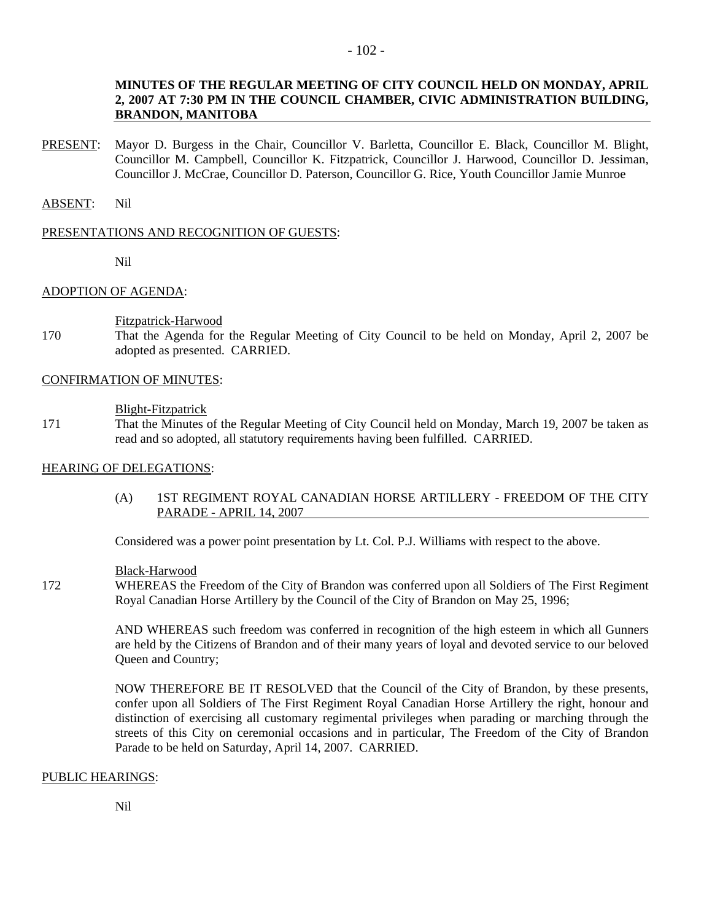**MINUTES OF THE REGULAR MEETING OF CITY COUNCIL HELD ON MONDAY, APRIL 2, 2007 AT 7:30 PM IN THE COUNCIL CHAMBER, CIVIC ADMINISTRATION BUILDING, BRANDON, MANITOBA**

PRESENT: Mayor D. Burgess in the Chair, Councillor V. Barletta, Councillor E. Black, Councillor M. Blight, Councillor M. Campbell, Councillor K. Fitzpatrick, Councillor J. Harwood, Councillor D. Jessiman, Councillor J. McCrae, Councillor D. Paterson, Councillor G. Rice, Youth Councillor Jamie Munroe

ABSENT: Nil

PRESENTATIONS AND RECOGNITION OF GUESTS:

Nil

ADOPTION OF AGENDA:

Fitzpatrick-Harwood

170 That the Agenda for the Regular Meeting of City Council to be held on Monday, April 2, 2007 be adopted as presented. CARRIED.

CONFIRMATION OF MINUTES:

Blight-Fitzpatrick

171 That the Minutes of the Regular Meeting of City Council held on Monday, March 19, 2007 be taken as read and so adopted, all statutory requirements having been fulfilled. CARRIED.

HEARING OF DELEGATIONS:

(A) 1ST REGIMENT ROYAL CANADIAN HORSE ARTILLERY - FREEDOM OF THE CITY PARADE - APRIL 14, 2007

Considered was a power point presentation by Lt. Col. P.J. Williams with respect to the above.

Black-Harwood

172 WHEREAS the Freedom of the City of Brandon was conferred upon all Soldiers of The First Regiment Royal Canadian Horse Artillery by the Council of the City of Brandon on May 25, 1996;

AND WHEREAS such freedom was conferred in recognition of the high esteem in which all Gunners are held by the Citizens of Brandon and of their many years of loyal and devoted service to our beloved Queen and Country;

NOW THEREFORE BE IT RESOLVED that the Council of the City of Brandon, by these presents, confer upon all Soldiers of The First Regiment Royal Canadian Horse Artillery the right, honour and distinction of exercising all customary regimental privileges when parading or marching through the streets of this City on ceremonial occasions and in particular, The Freedom of the City of Brandon Parade to be held on Saturday, April 14, 2007. CARRIED.

PUBLIC HEARINGS:

Nil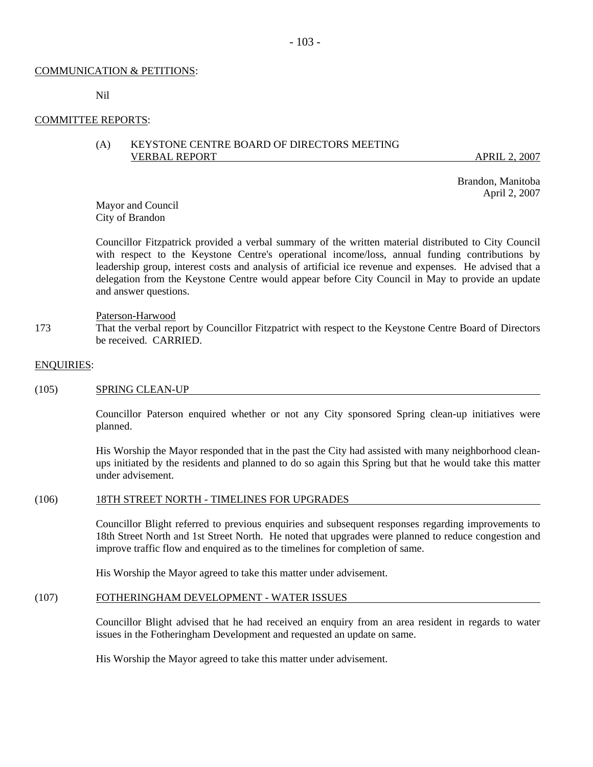## COMMUNICATION & PETITIONS:

Nil

## COMMITTEE REPORTS:

(A) KEYSTONE CENTRE BOARD OF DIRECTORS MEETING
VERBAL REPORT APRIL 2, 2007

Brandon, Manitoba
April 2, 2007

Mayor and Council
City of Brandon

Councillor Fitzpatrick provided a verbal summary of the written material distributed to City Council with respect to the Keystone Centre's operational income/loss, annual funding contributions by leadership group, interest costs and analysis of artificial ice revenue and expenses. He advised that a delegation from the Keystone Centre would appear before City Council in May to provide an update and answer questions.

Paterson-Harwood

173 That the verbal report by Councillor Fitzpatrict with respect to the Keystone Centre Board of Directors be received. CARRIED.

## ENQUIRIES:

### (105) SPRING CLEAN-UP

Councillor Paterson enquired whether or not any City sponsored Spring clean-up initiatives were planned.

His Worship the Mayor responded that in the past the City had assisted with many neighborhood clean-ups initiated by the residents and planned to do so again this Spring but that he would take this matter under advisement.

### (106) 18TH STREET NORTH - TIMELINES FOR UPGRADES

Councillor Blight referred to previous enquiries and subsequent responses regarding improvements to 18th Street North and 1st Street North. He noted that upgrades were planned to reduce congestion and improve traffic flow and enquired as to the timelines for completion of same.

His Worship the Mayor agreed to take this matter under advisement.

### (107) FOTHERINGHAM DEVELOPMENT - WATER ISSUES

Councillor Blight advised that he had received an enquiry from an area resident in regards to water issues in the Fotheringham Development and requested an update on same.

His Worship the Mayor agreed to take this matter under advisement.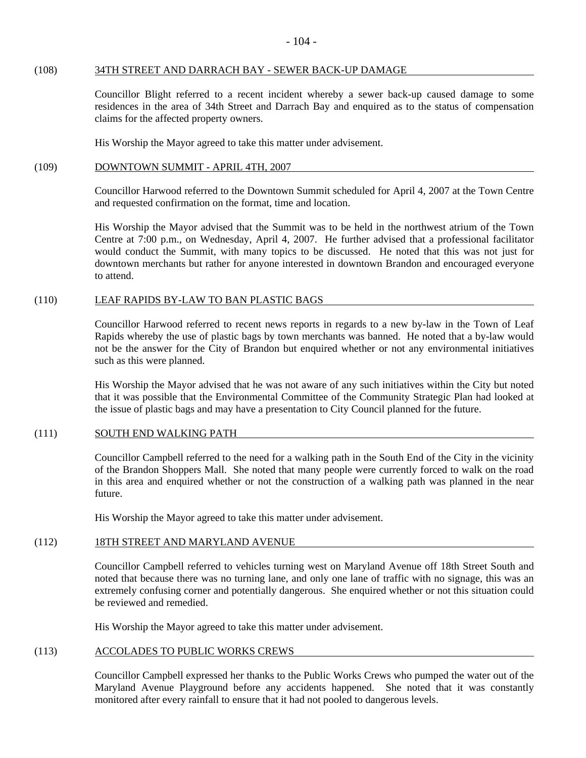(108) 34TH STREET AND DARRACH BAY - SEWER BACK-UP DAMAGE

Councillor Blight referred to a recent incident whereby a sewer back-up caused damage to some residences in the area of 34th Street and Darrach Bay and enquired as to the status of compensation claims for the affected property owners.

His Worship the Mayor agreed to take this matter under advisement.

(109) DOWNTOWN SUMMIT - APRIL 4TH, 2007

Councillor Harwood referred to the Downtown Summit scheduled for April 4, 2007 at the Town Centre and requested confirmation on the format, time and location.

His Worship the Mayor advised that the Summit was to be held in the northwest atrium of the Town Centre at 7:00 p.m., on Wednesday, April 4, 2007. He further advised that a professional facilitator would conduct the Summit, with many topics to be discussed. He noted that this was not just for downtown merchants but rather for anyone interested in downtown Brandon and encouraged everyone to attend.

(110) LEAF RAPIDS BY-LAW TO BAN PLASTIC BAGS

Councillor Harwood referred to recent news reports in regards to a new by-law in the Town of Leaf Rapids whereby the use of plastic bags by town merchants was banned. He noted that a by-law would not be the answer for the City of Brandon but enquired whether or not any environmental initiatives such as this were planned.

His Worship the Mayor advised that he was not aware of any such initiatives within the City but noted that it was possible that the Environmental Committee of the Community Strategic Plan had looked at the issue of plastic bags and may have a presentation to City Council planned for the future.

(111) SOUTH END WALKING PATH

Councillor Campbell referred to the need for a walking path in the South End of the City in the vicinity of the Brandon Shoppers Mall. She noted that many people were currently forced to walk on the road in this area and enquired whether or not the construction of a walking path was planned in the near future.

His Worship the Mayor agreed to take this matter under advisement.

(112) 18TH STREET AND MARYLAND AVENUE

Councillor Campbell referred to vehicles turning west on Maryland Avenue off 18th Street South and noted that because there was no turning lane, and only one lane of traffic with no signage, this was an extremely confusing corner and potentially dangerous. She enquired whether or not this situation could be reviewed and remedied.

His Worship the Mayor agreed to take this matter under advisement.

(113) ACCOLADES TO PUBLIC WORKS CREWS

Councillor Campbell expressed her thanks to the Public Works Crews who pumped the water out of the Maryland Avenue Playground before any accidents happened. She noted that it was constantly monitored after every rainfall to ensure that it had not pooled to dangerous levels.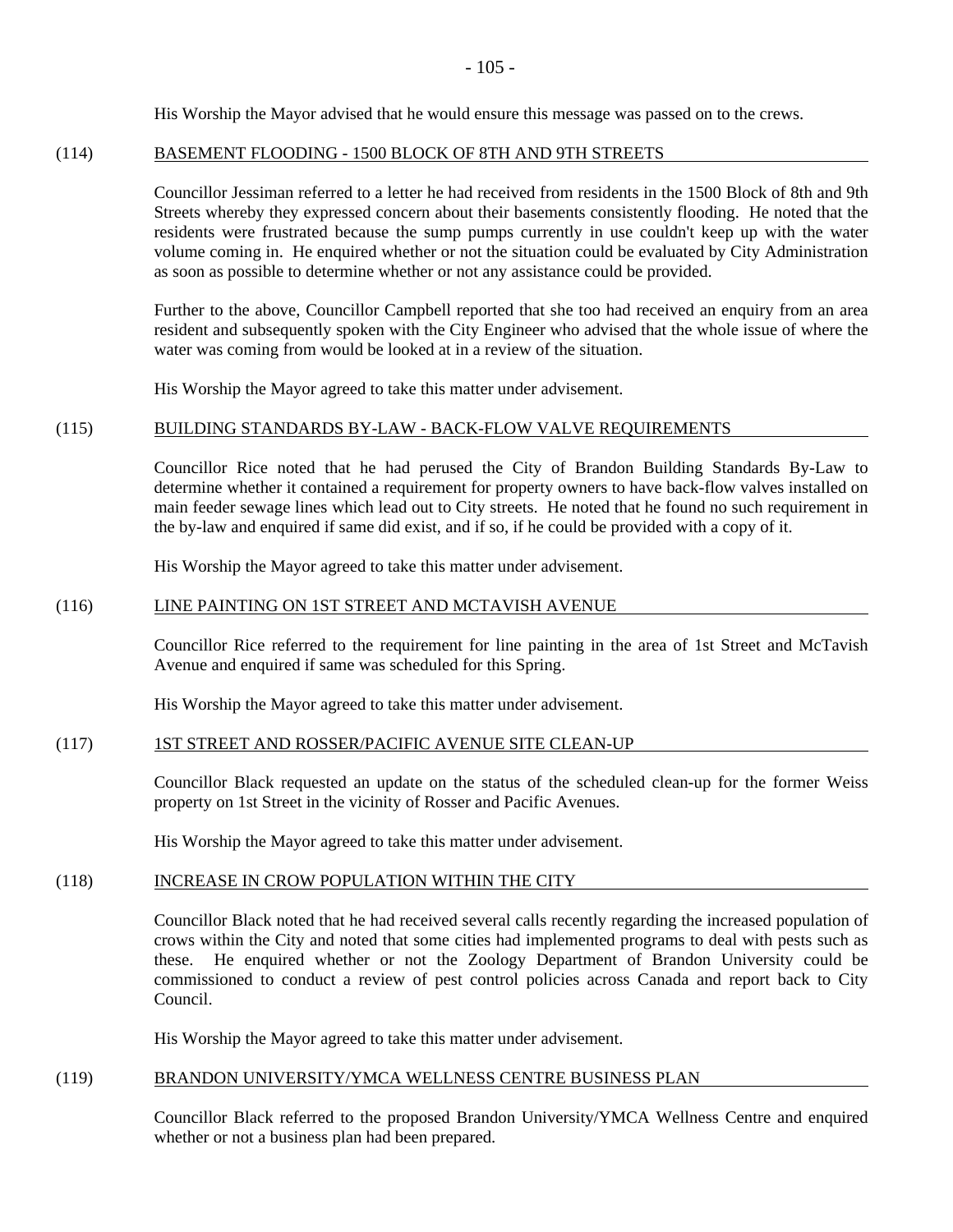His Worship the Mayor advised that he would ensure this message was passed on to the crews.

(114) BASEMENT FLOODING - 1500 BLOCK OF 8TH AND 9TH STREETS

Councillor Jessiman referred to a letter he had received from residents in the 1500 Block of 8th and 9th Streets whereby they expressed concern about their basements consistently flooding. He noted that the residents were frustrated because the sump pumps currently in use couldn't keep up with the water volume coming in. He enquired whether or not the situation could be evaluated by City Administration as soon as possible to determine whether or not any assistance could be provided.

Further to the above, Councillor Campbell reported that she too had received an enquiry from an area resident and subsequently spoken with the City Engineer who advised that the whole issue of where the water was coming from would be looked at in a review of the situation.

His Worship the Mayor agreed to take this matter under advisement.

(115) BUILDING STANDARDS BY-LAW - BACK-FLOW VALVE REQUIREMENTS

Councillor Rice noted that he had perused the City of Brandon Building Standards By-Law to determine whether it contained a requirement for property owners to have back-flow valves installed on main feeder sewage lines which lead out to City streets. He noted that he found no such requirement in the by-law and enquired if same did exist, and if so, if he could be provided with a copy of it.

His Worship the Mayor agreed to take this matter under advisement.

(116) LINE PAINTING ON 1ST STREET AND MCTAVISH AVENUE

Councillor Rice referred to the requirement for line painting in the area of 1st Street and McTavish Avenue and enquired if same was scheduled for this Spring.

His Worship the Mayor agreed to take this matter under advisement.

(117) 1ST STREET AND ROSSER/PACIFIC AVENUE SITE CLEAN-UP

Councillor Black requested an update on the status of the scheduled clean-up for the former Weiss property on 1st Street in the vicinity of Rosser and Pacific Avenues.

His Worship the Mayor agreed to take this matter under advisement.

(118) INCREASE IN CROW POPULATION WITHIN THE CITY

Councillor Black noted that he had received several calls recently regarding the increased population of crows within the City and noted that some cities had implemented programs to deal with pests such as these. He enquired whether or not the Zoology Department of Brandon University could be commissioned to conduct a review of pest control policies across Canada and report back to City Council.

His Worship the Mayor agreed to take this matter under advisement.

(119) BRANDON UNIVERSITY/YMCA WELLNESS CENTRE BUSINESS PLAN

Councillor Black referred to the proposed Brandon University/YMCA Wellness Centre and enquired whether or not a business plan had been prepared.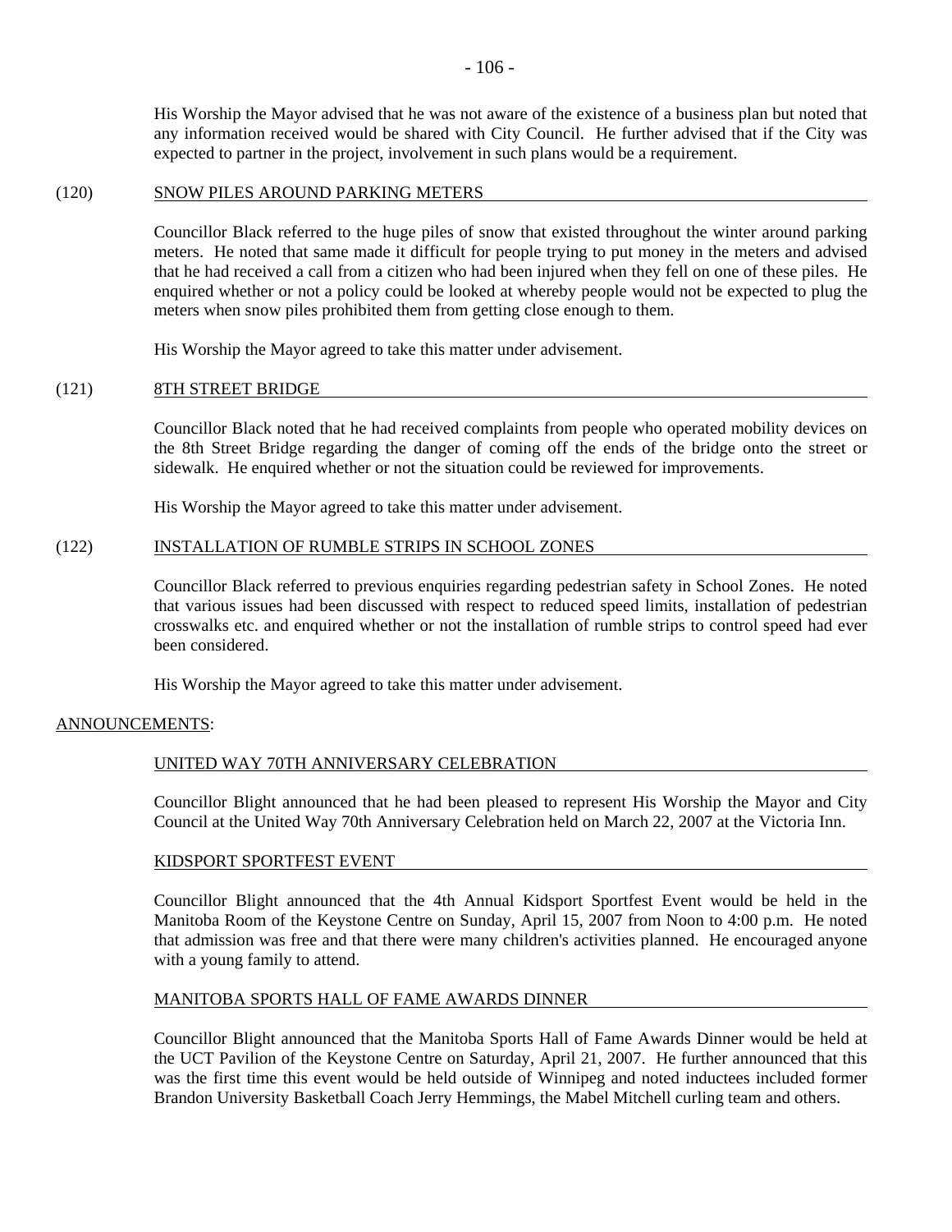His Worship the Mayor advised that he was not aware of the existence of a business plan but noted that any information received would be shared with City Council. He further advised that if the City was expected to partner in the project, involvement in such plans would be a requirement.

### (120) SNOW PILES AROUND PARKING METERS

Councillor Black referred to the huge piles of snow that existed throughout the winter around parking meters. He noted that same made it difficult for people trying to put money in the meters and advised that he had received a call from a citizen who had been injured when they fell on one of these piles. He enquired whether or not a policy could be looked at whereby people would not be expected to plug the meters when snow piles prohibited them from getting close enough to them.

His Worship the Mayor agreed to take this matter under advisement.

### (121) 8TH STREET BRIDGE

Councillor Black noted that he had received complaints from people who operated mobility devices on the 8th Street Bridge regarding the danger of coming off the ends of the bridge onto the street or sidewalk. He enquired whether or not the situation could be reviewed for improvements.

His Worship the Mayor agreed to take this matter under advisement.

### (122) INSTALLATION OF RUMBLE STRIPS IN SCHOOL ZONES

Councillor Black referred to previous enquiries regarding pedestrian safety in School Zones. He noted that various issues had been discussed with respect to reduced speed limits, installation of pedestrian crosswalks etc. and enquired whether or not the installation of rumble strips to control speed had ever been considered.

His Worship the Mayor agreed to take this matter under advisement.

## ANNOUNCEMENTS:

### UNITED WAY 70TH ANNIVERSARY CELEBRATION

Councillor Blight announced that he had been pleased to represent His Worship the Mayor and City Council at the United Way 70th Anniversary Celebration held on March 22, 2007 at the Victoria Inn.

### KIDSPORT SPORTFEST EVENT

Councillor Blight announced that the 4th Annual Kidsport Sportfest Event would be held in the Manitoba Room of the Keystone Centre on Sunday, April 15, 2007 from Noon to 4:00 p.m. He noted that admission was free and that there were many children's activities planned. He encouraged anyone with a young family to attend.

### MANITOBA SPORTS HALL OF FAME AWARDS DINNER

Councillor Blight announced that the Manitoba Sports Hall of Fame Awards Dinner would be held at the UCT Pavilion of the Keystone Centre on Saturday, April 21, 2007. He further announced that this was the first time this event would be held outside of Winnipeg and noted inductees included former Brandon University Basketball Coach Jerry Hemmings, the Mabel Mitchell curling team and others.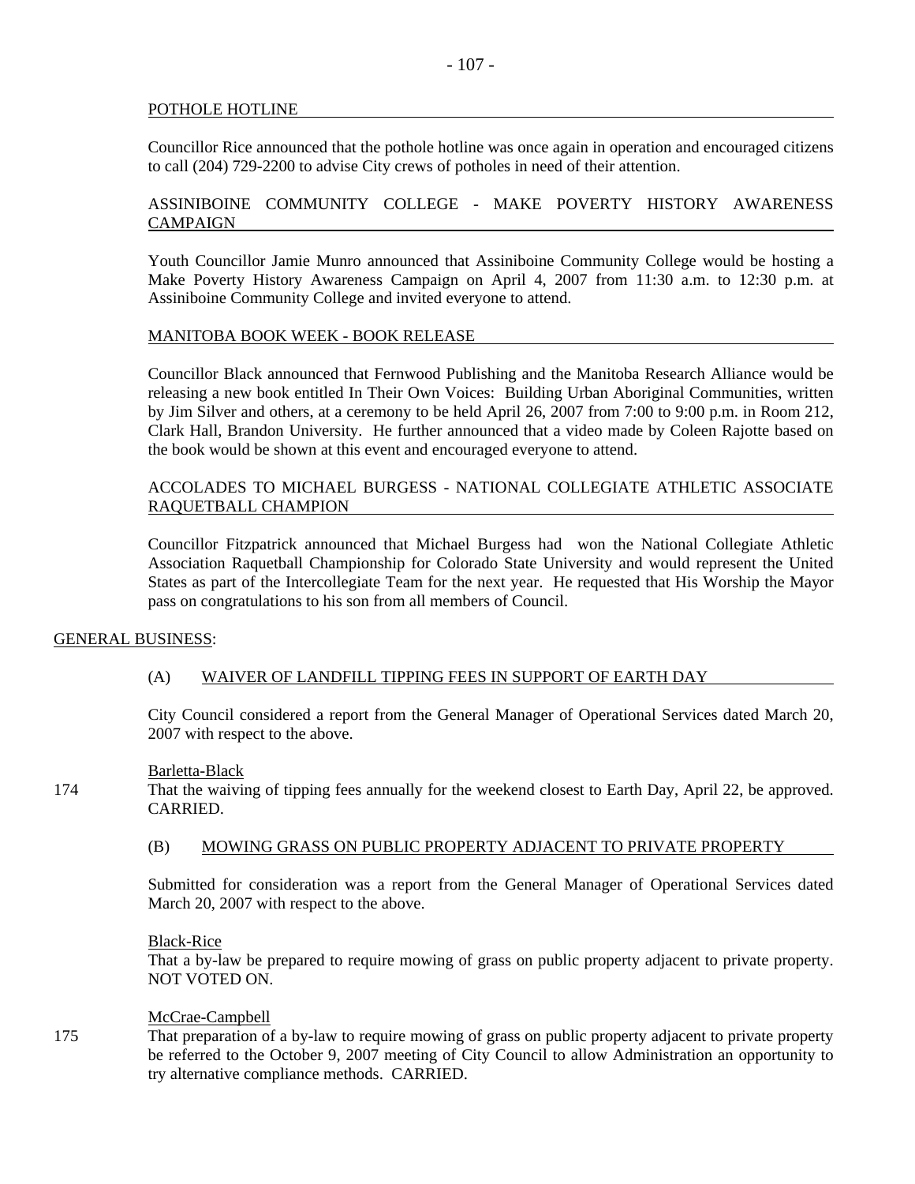POTHOLE HOTLINE

Councillor Rice announced that the pothole hotline was once again in operation and encouraged citizens to call (204) 729-2200 to advise City crews of potholes in need of their attention.

ASSINIBOINE COMMUNITY COLLEGE - MAKE POVERTY HISTORY AWARENESS CAMPAIGN

Youth Councillor Jamie Munro announced that Assiniboine Community College would be hosting a Make Poverty History Awareness Campaign on April 4, 2007 from 11:30 a.m. to 12:30 p.m. at Assiniboine Community College and invited everyone to attend.

MANITOBA BOOK WEEK - BOOK RELEASE

Councillor Black announced that Fernwood Publishing and the Manitoba Research Alliance would be releasing a new book entitled In Their Own Voices: Building Urban Aboriginal Communities, written by Jim Silver and others, at a ceremony to be held April 26, 2007 from 7:00 to 9:00 p.m. in Room 212, Clark Hall, Brandon University. He further announced that a video made by Coleen Rajotte based on the book would be shown at this event and encouraged everyone to attend.

ACCOLADES TO MICHAEL BURGESS - NATIONAL COLLEGIATE ATHLETIC ASSOCIATE RAQUETBALL CHAMPION

Councillor Fitzpatrick announced that Michael Burgess had won the National Collegiate Athletic Association Raquetball Championship for Colorado State University and would represent the United States as part of the Intercollegiate Team for the next year. He requested that His Worship the Mayor pass on congratulations to his son from all members of Council.

GENERAL BUSINESS:

(A) WAIVER OF LANDFILL TIPPING FEES IN SUPPORT OF EARTH DAY

City Council considered a report from the General Manager of Operational Services dated March 20, 2007 with respect to the above.

Barletta-Black

174 That the waiving of tipping fees annually for the weekend closest to Earth Day, April 22, be approved. CARRIED.

(B) MOWING GRASS ON PUBLIC PROPERTY ADJACENT TO PRIVATE PROPERTY

Submitted for consideration was a report from the General Manager of Operational Services dated March 20, 2007 with respect to the above.

Black-Rice

That a by-law be prepared to require mowing of grass on public property adjacent to private property. NOT VOTED ON.

McCrae-Campbell

175 That preparation of a by-law to require mowing of grass on public property adjacent to private property be referred to the October 9, 2007 meeting of City Council to allow Administration an opportunity to try alternative compliance methods. CARRIED.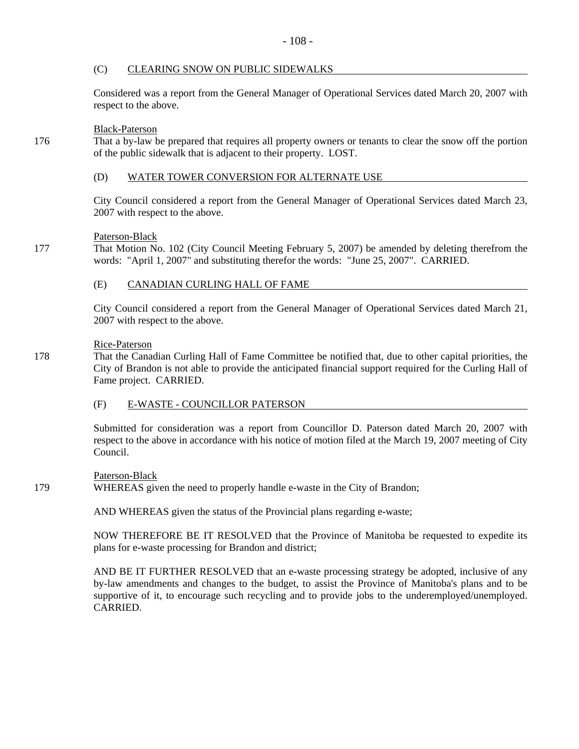### (C) CLEARING SNOW ON PUBLIC SIDEWALKS

Considered was a report from the General Manager of Operational Services dated March 20, 2007 with respect to the above.

Black-Paterson

176 That a by-law be prepared that requires all property owners or tenants to clear the snow off the portion of the public sidewalk that is adjacent to their property. LOST.

### (D) WATER TOWER CONVERSION FOR ALTERNATE USE

City Council considered a report from the General Manager of Operational Services dated March 23, 2007 with respect to the above.

Paterson-Black

177 That Motion No. 102 (City Council Meeting February 5, 2007) be amended by deleting therefrom the words: "April 1, 2007" and substituting therefor the words: "June 25, 2007". CARRIED.

### (E) CANADIAN CURLING HALL OF FAME

City Council considered a report from the General Manager of Operational Services dated March 21, 2007 with respect to the above.

Rice-Paterson

178 That the Canadian Curling Hall of Fame Committee be notified that, due to other capital priorities, the City of Brandon is not able to provide the anticipated financial support required for the Curling Hall of Fame project. CARRIED.

### (F) E-WASTE - COUNCILLOR PATERSON

Submitted for consideration was a report from Councillor D. Paterson dated March 20, 2007 with respect to the above in accordance with his notice of motion filed at the March 19, 2007 meeting of City Council.

Paterson-Black

179 WHEREAS given the need to properly handle e-waste in the City of Brandon;

AND WHEREAS given the status of the Provincial plans regarding e-waste;

NOW THEREFORE BE IT RESOLVED that the Province of Manitoba be requested to expedite its plans for e-waste processing for Brandon and district;

AND BE IT FURTHER RESOLVED that an e-waste processing strategy be adopted, inclusive of any by-law amendments and changes to the budget, to assist the Province of Manitoba's plans and to be supportive of it, to encourage such recycling and to provide jobs to the underemployed/unemployed. CARRIED.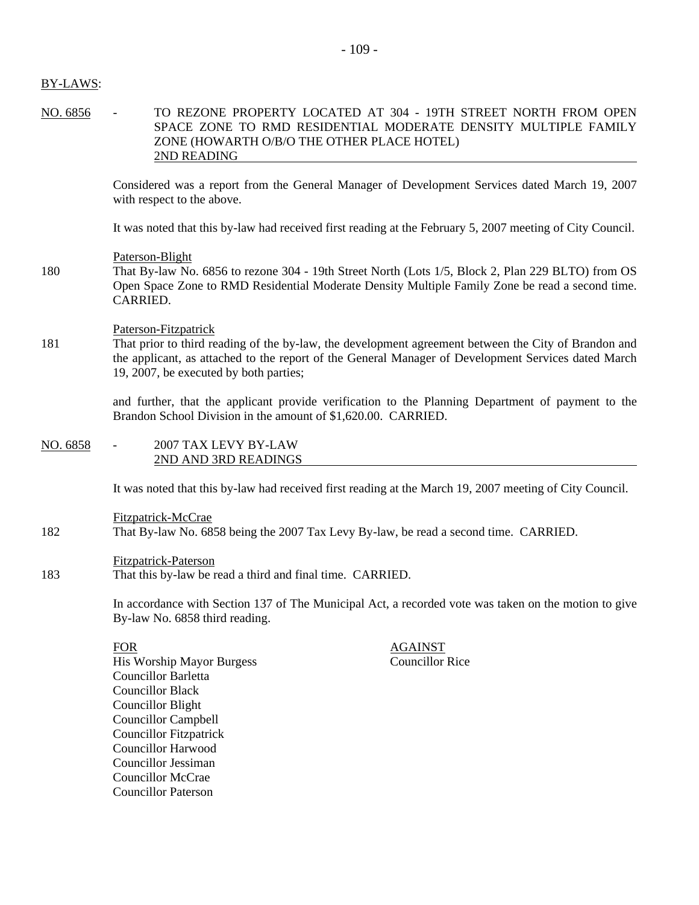BY-LAWS:

NO. 6856 - TO REZONE PROPERTY LOCATED AT 304 - 19TH STREET NORTH FROM OPEN SPACE ZONE TO RMD RESIDENTIAL MODERATE DENSITY MULTIPLE FAMILY ZONE (HOWARTH O/B/O THE OTHER PLACE HOTEL)
2ND READING

Considered was a report from the General Manager of Development Services dated March 19, 2007 with respect to the above.

It was noted that this by-law had received first reading at the February 5, 2007 meeting of City Council.

Paterson-Blight

180 That By-law No. 6856 to rezone 304 - 19th Street North (Lots 1/5, Block 2, Plan 229 BLTO) from OS Open Space Zone to RMD Residential Moderate Density Multiple Family Zone be read a second time. CARRIED.

Paterson-Fitzpatrick

181 That prior to third reading of the by-law, the development agreement between the City of Brandon and the applicant, as attached to the report of the General Manager of Development Services dated March 19, 2007, be executed by both parties;

and further, that the applicant provide verification to the Planning Department of payment to the Brandon School Division in the amount of $1,620.00. CARRIED.

NO. 6858 - 2007 TAX LEVY BY-LAW
2ND AND 3RD READINGS

It was noted that this by-law had received first reading at the March 19, 2007 meeting of City Council.

Fitzpatrick-McCrae

182 That By-law No. 6858 being the 2007 Tax Levy By-law, be read a second time. CARRIED.

Fitzpatrick-Paterson

183 That this by-law be read a third and final time. CARRIED.

In accordance with Section 137 of The Municipal Act, a recorded vote was taken on the motion to give By-law No. 6858 third reading.

| FOR | AGAINST |
|---|---|
| His Worship Mayor Burgess | Councillor Rice |
| Councillor Barletta | |
| Councillor Black | |
| Councillor Blight | |
| Councillor Campbell | |
| Councillor Fitzpatrick | |
| Councillor Harwood | |
| Councillor Jessiman | |
| Councillor McCrae | |
| Councillor Paterson | |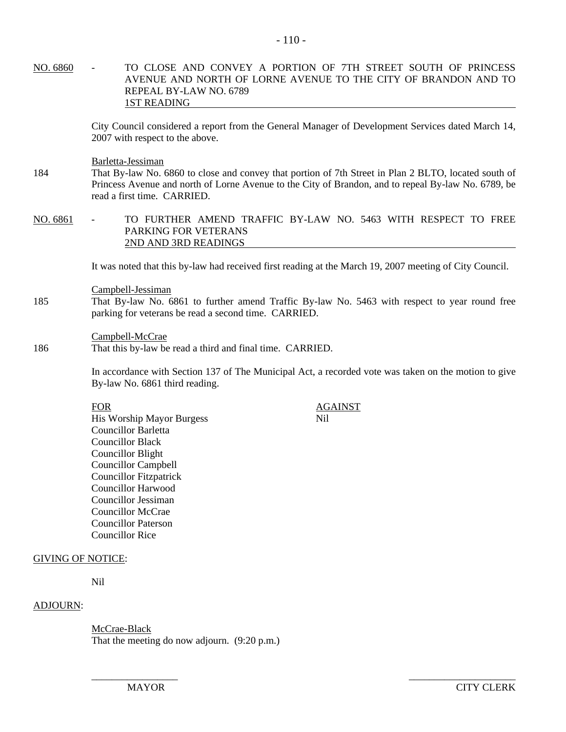NO. 6860 - TO CLOSE AND CONVEY A PORTION OF 7TH STREET SOUTH OF PRINCESS AVENUE AND NORTH OF LORNE AVENUE TO THE CITY OF BRANDON AND TO REPEAL BY-LAW NO. 6789
1ST READING

City Council considered a report from the General Manager of Development Services dated March 14, 2007 with respect to the above.

Barletta-Jessiman

184 That By-law No. 6860 to close and convey that portion of 7th Street in Plan 2 BLTO, located south of Princess Avenue and north of Lorne Avenue to the City of Brandon, and to repeal By-law No. 6789, be read a first time. CARRIED.

NO. 6861 - TO FURTHER AMEND TRAFFIC BY-LAW NO. 5463 WITH RESPECT TO FREE PARKING FOR VETERANS
2ND AND 3RD READINGS

It was noted that this by-law had received first reading at the March 19, 2007 meeting of City Council.

Campbell-Jessiman

185 That By-law No. 6861 to further amend Traffic By-law No. 5463 with respect to year round free parking for veterans be read a second time. CARRIED.

Campbell-McCrae

186 That this by-law be read a third and final time. CARRIED.

In accordance with Section 137 of The Municipal Act, a recorded vote was taken on the motion to give By-law No. 6861 third reading.

| FOR | AGAINST |
|---|---|
| His Worship Mayor Burgess | Nil |
| Councillor Barletta | |
| Councillor Black | |
| Councillor Blight | |
| Councillor Campbell | |
| Councillor Fitzpatrick | |
| Councillor Harwood | |
| Councillor Jessiman | |
| Councillor McCrae | |
| Councillor Paterson | |
| Councillor Rice | |

GIVING OF NOTICE:

Nil

ADJOURN:

McCrae-Black
That the meeting do now adjourn. (9:20 p.m.)

MAYOR CITY CLERK